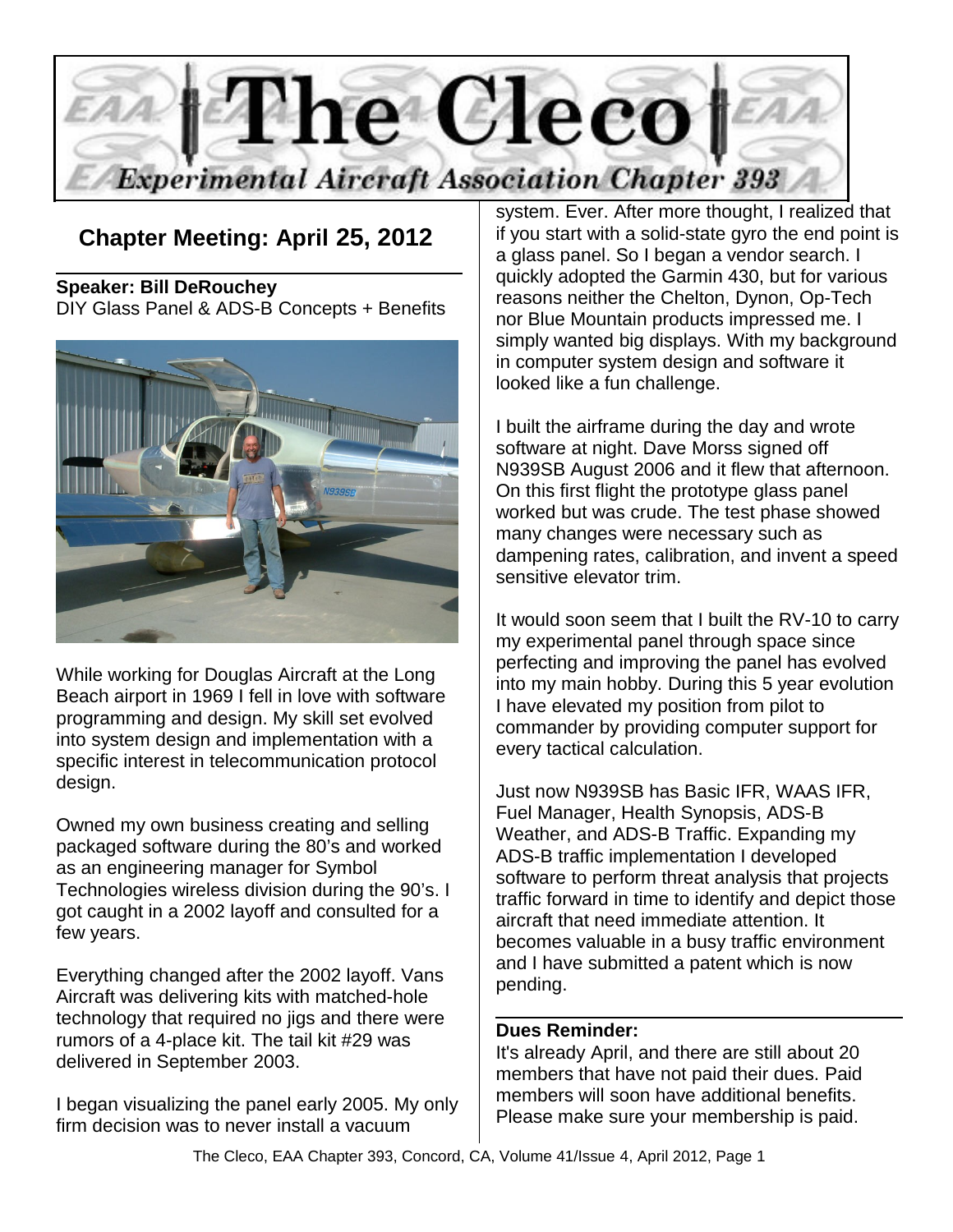# The Cleco

*Experimental Aircraft Association Chapter 393*

## Chapter Meeting: April 25, 2012

**Speaker: Bill DeRouchey**
DIY Glass Panel & ADS-B Concepts + Benefits

While working for Douglas Aircraft at the Long Beach airport in 1969 I fell in love with software programming and design. My skill set evolved into system design and implementation with a specific interest in telecommunication protocol design.

Owned my own business creating and selling packaged software during the 80's and worked as an engineering manager for Symbol Technologies wireless division during the 90's. I got caught in a 2002 layoff and consulted for a few years.

Everything changed after the 2002 layoff. Vans Aircraft was delivering kits with matched-hole technology that required no jigs and there were rumors of a 4-place kit. The tail kit #29 was delivered in September 2003.

I began visualizing the panel early 2005. My only firm decision was to never install a vacuum system. Ever. After more thought, I realized that if you start with a solid-state gyro the end point is a glass panel. So I began a vendor search. I quickly adopted the Garmin 430, but for various reasons neither the Chelton, Dynon, Op-Tech nor Blue Mountain products impressed me. I simply wanted big displays. With my background in computer system design and software it looked like a fun challenge.

I built the airframe during the day and wrote software at night. Dave Morss signed off N939SB August 2006 and it flew that afternoon. On this first flight the prototype glass panel worked but was crude. The test phase showed many changes were necessary such as dampening rates, calibration, and invent a speed sensitive elevator trim.

It would soon seem that I built the RV-10 to carry my experimental panel through space since perfecting and improving the panel has evolved into my main hobby. During this 5 year evolution I have elevated my position from pilot to commander by providing computer support for every tactical calculation.

Just now N939SB has Basic IFR, WAAS IFR, Fuel Manager, Health Synopsis, ADS-B Weather, and ADS-B Traffic. Expanding my ADS-B traffic implementation I developed software to perform threat analysis that projects traffic forward in time to identify and depict those aircraft that need immediate attention. It becomes valuable in a busy traffic environment and I have submitted a patent which is now pending.

**Dues Reminder:**
It's already April, and there are still about 20 members that have not paid their dues. Paid members will soon have additional benefits. Please make sure your membership is paid.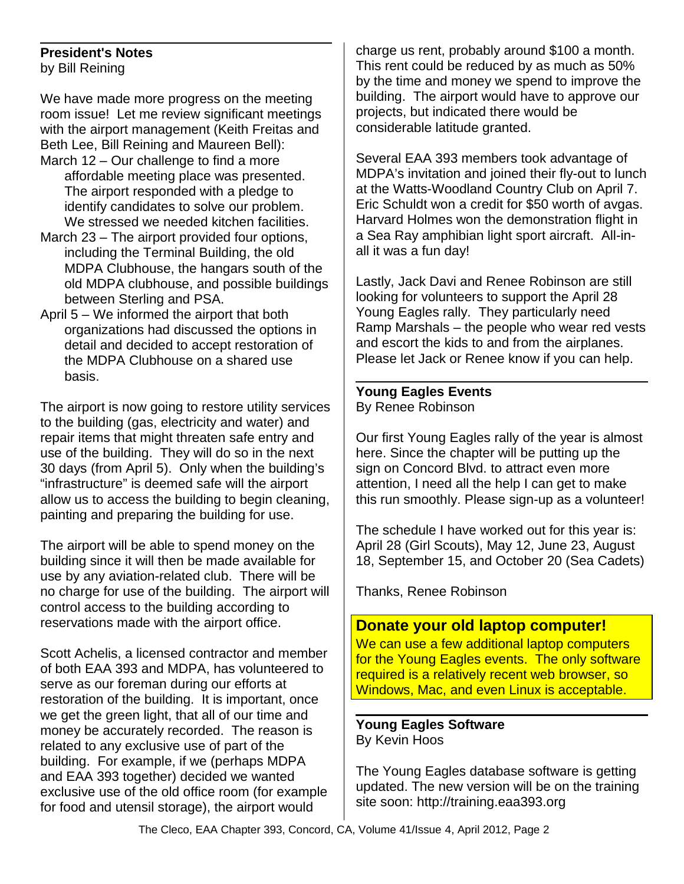## President's Notes

by Bill Reining

We have made more progress on the meeting room issue! Let me review significant meetings with the airport management (Keith Freitas and Beth Lee, Bill Reining and Maureen Bell):

- March 12 – Our challenge to find a more affordable meeting place was presented. The airport responded with a pledge to identify candidates to solve our problem. We stressed we needed kitchen facilities.
- March 23 – The airport provided four options, including the Terminal Building, the old MDPA Clubhouse, the hangars south of the old MDPA clubhouse, and possible buildings between Sterling and PSA.
- April 5 – We informed the airport that both organizations had discussed the options in detail and decided to accept restoration of the MDPA Clubhouse on a shared use basis.

The airport is now going to restore utility services to the building (gas, electricity and water) and repair items that might threaten safe entry and use of the building. They will do so in the next 30 days (from April 5). Only when the building's "infrastructure" is deemed safe will the airport allow us to access the building to begin cleaning, painting and preparing the building for use.

The airport will be able to spend money on the building since it will then be made available for use by any aviation-related club. There will be no charge for use of the building. The airport will control access to the building according to reservations made with the airport office.

Scott Achelis, a licensed contractor and member of both EAA 393 and MDPA, has volunteered to serve as our foreman during our efforts at restoration of the building. It is important, once we get the green light, that all of our time and money be accurately recorded. The reason is related to any exclusive use of part of the building. For example, if we (perhaps MDPA and EAA 393 together) decided we wanted exclusive use of the old office room (for example for food and utensil storage), the airport would charge us rent, probably around $100 a month. This rent could be reduced by as much as 50% by the time and money we spend to improve the building. The airport would have to approve our projects, but indicated there would be considerable latitude granted.

Several EAA 393 members took advantage of MDPA's invitation and joined their fly-out to lunch at the Watts-Woodland Country Club on April 7. Eric Schuldt won a credit for $50 worth of avgas. Harvard Holmes won the demonstration flight in a Sea Ray amphibian light sport aircraft. All-in-all it was a fun day!

Lastly, Jack Davi and Renee Robinson are still looking for volunteers to support the April 28 Young Eagles rally. They particularly need Ramp Marshals – the people who wear red vests and escort the kids to and from the airplanes. Please let Jack or Renee know if you can help.

## Young Eagles Events

By Renee Robinson

Our first Young Eagles rally of the year is almost here. Since the chapter will be putting up the sign on Concord Blvd. to attract even more attention, I need all the help I can get to make this run smoothly. Please sign-up as a volunteer!

The schedule I have worked out for this year is: April 28 (Girl Scouts), May 12, June 23, August 18, September 15, and October 20 (Sea Cadets)

Thanks, Renee Robinson

## Donate your old laptop computer!

We can use a few additional laptop computers for the Young Eagles events. The only software required is a relatively recent web browser, so Windows, Mac, and even Linux is acceptable.

## Young Eagles Software

By Kevin Hoos

The Young Eagles database software is getting updated. The new version will be on the training site soon: http://training.eaa393.org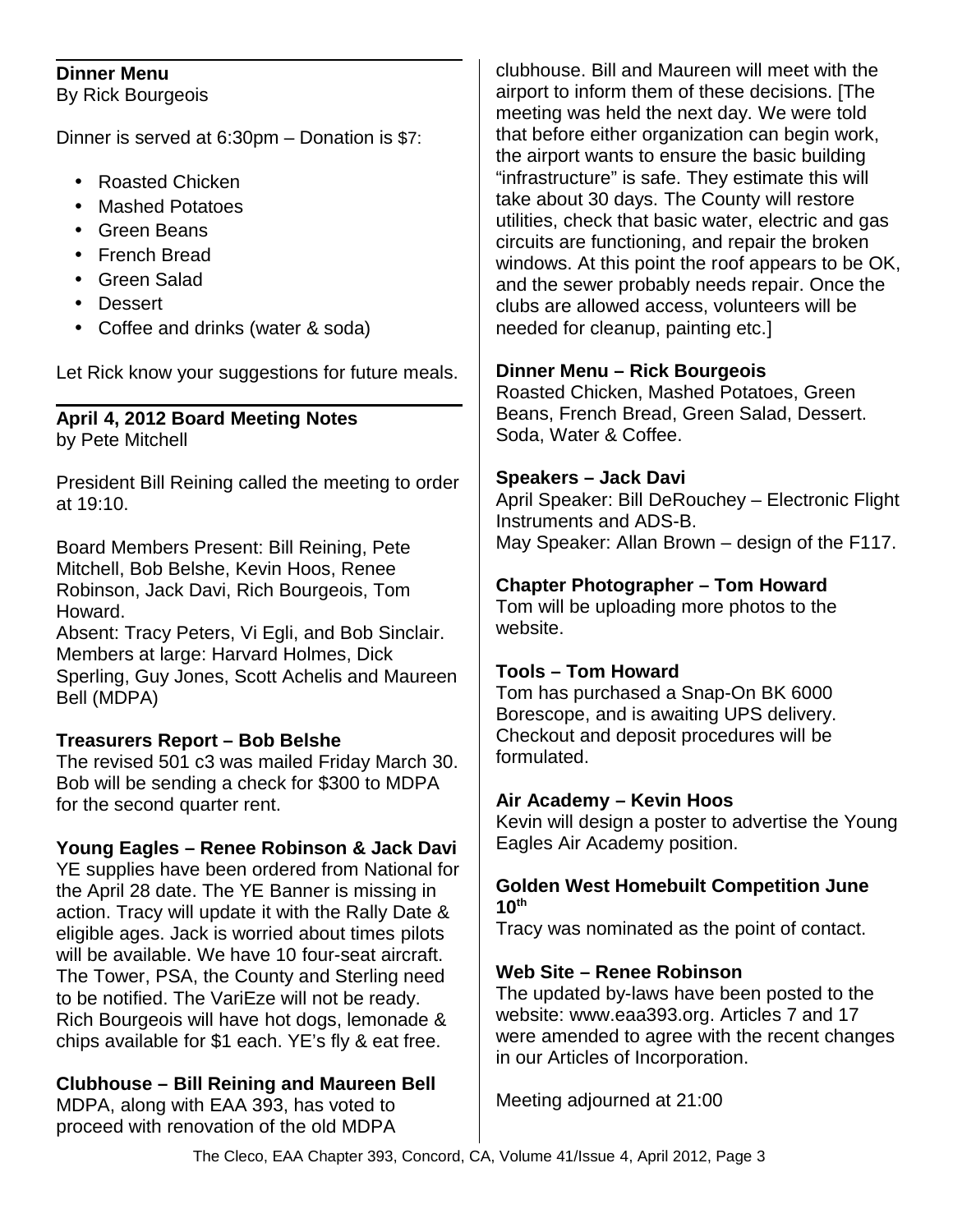## Dinner Menu

By Rick Bourgeois

Dinner is served at 6:30pm – Donation is $7:

- Roasted Chicken
- Mashed Potatoes
- Green Beans
- French Bread
- Green Salad
- Dessert
- Coffee and drinks (water & soda)

Let Rick know your suggestions for future meals.

## April 4, 2012 Board Meeting Notes

by Pete Mitchell

President Bill Reining called the meeting to order at 19:10.

Board Members Present: Bill Reining, Pete Mitchell, Bob Belshe, Kevin Hoos, Renee Robinson, Jack Davi, Rich Bourgeois, Tom Howard.
Absent: Tracy Peters, Vi Egli, and Bob Sinclair.
Members at large: Harvard Holmes, Dick Sperling, Guy Jones, Scott Achelis and Maureen Bell (MDPA)

**Treasurers Report – Bob Belshe**
The revised 501 c3 was mailed Friday March 30. Bob will be sending a check for $300 to MDPA for the second quarter rent.

**Young Eagles – Renee Robinson & Jack Davi**
YE supplies have been ordered from National for the April 28 date. The YE Banner is missing in action. Tracy will update it with the Rally Date & eligible ages. Jack is worried about times pilots will be available. We have 10 four-seat aircraft. The Tower, PSA, the County and Sterling need to be notified. The VariEze will not be ready. Rich Bourgeois will have hot dogs, lemonade & chips available for $1 each. YE's fly & eat free.

**Clubhouse – Bill Reining and Maureen Bell**
MDPA, along with EAA 393, has voted to proceed with renovation of the old MDPA clubhouse. Bill and Maureen will meet with the airport to inform them of these decisions. [The meeting was held the next day. We were told that before either organization can begin work, the airport wants to ensure the basic building "infrastructure" is safe. They estimate this will take about 30 days. The County will restore utilities, check that basic water, electric and gas circuits are functioning, and repair the broken windows. At this point the roof appears to be OK, and the sewer probably needs repair. Once the clubs are allowed access, volunteers will be needed for cleanup, painting etc.]

**Dinner Menu – Rick Bourgeois**
Roasted Chicken, Mashed Potatoes, Green Beans, French Bread, Green Salad, Dessert. Soda, Water & Coffee.

**Speakers – Jack Davi**
April Speaker: Bill DeRouchey – Electronic Flight Instruments and ADS-B.
May Speaker: Allan Brown – design of the F117.

**Chapter Photographer – Tom Howard**
Tom will be uploading more photos to the website.

**Tools – Tom Howard**
Tom has purchased a Snap-On BK 6000 Borescope, and is awaiting UPS delivery. Checkout and deposit procedures will be formulated.

**Air Academy – Kevin Hoos**
Kevin will design a poster to advertise the Young Eagles Air Academy position.

**Golden West Homebuilt Competition June 10th**
Tracy was nominated as the point of contact.

**Web Site – Renee Robinson**
The updated by-laws have been posted to the website: www.eaa393.org. Articles 7 and 17 were amended to agree with the recent changes in our Articles of Incorporation.

Meeting adjourned at 21:00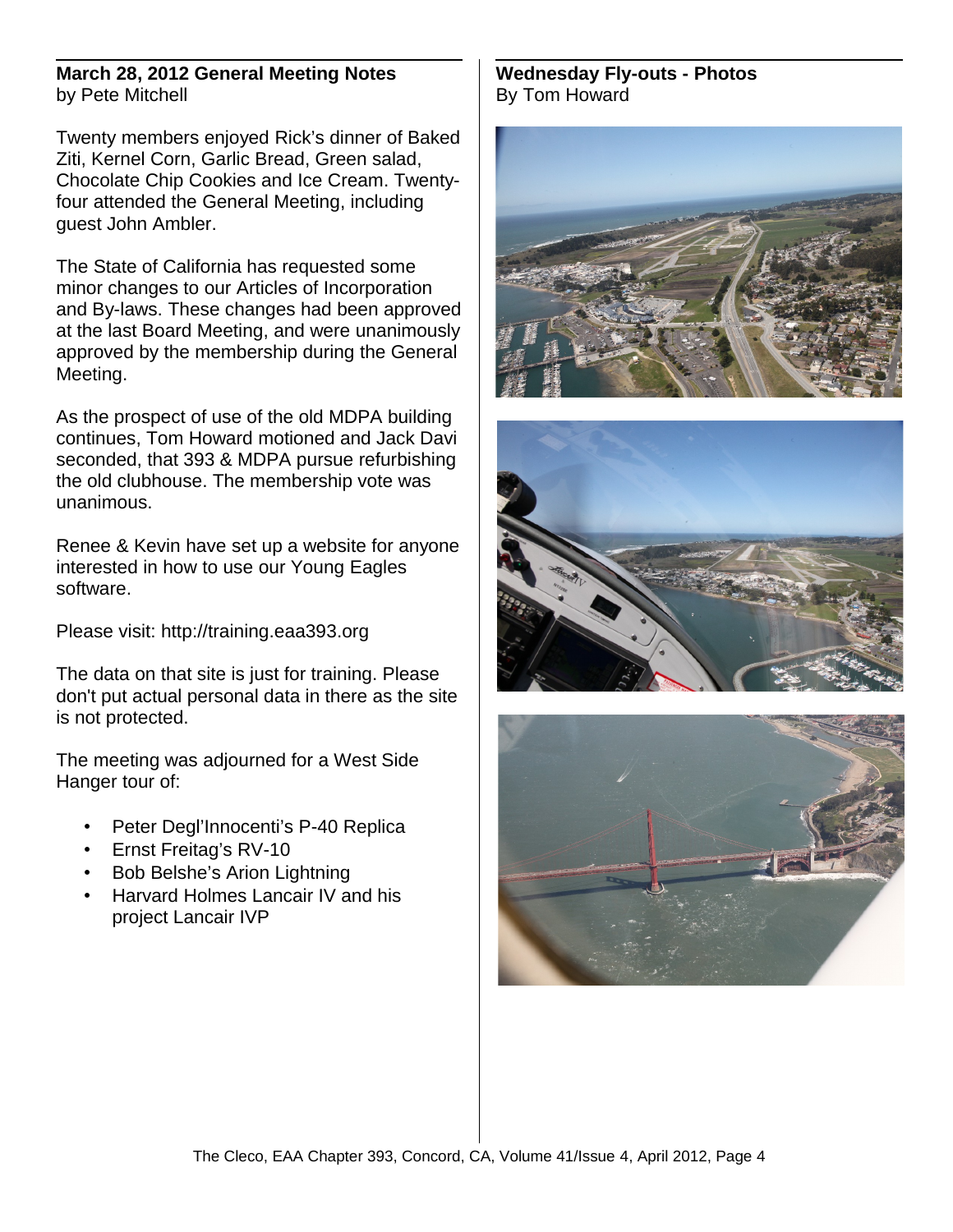## March 28, 2012 General Meeting Notes

by Pete Mitchell

Twenty members enjoyed Rick's dinner of Baked Ziti, Kernel Corn, Garlic Bread, Green salad, Chocolate Chip Cookies and Ice Cream. Twenty-four attended the General Meeting, including guest John Ambler.

The State of California has requested some minor changes to our Articles of Incorporation and By-laws. These changes had been approved at the last Board Meeting, and were unanimously approved by the membership during the General Meeting.

As the prospect of use of the old MDPA building continues, Tom Howard motioned and Jack Davi seconded, that 393 & MDPA pursue refurbishing the old clubhouse. The membership vote was unanimous.

Renee & Kevin have set up a website for anyone interested in how to use our Young Eagles software.

Please visit: http://training.eaa393.org

The data on that site is just for training. Please don't put actual personal data in there as the site is not protected.

The meeting was adjourned for a West Side Hanger tour of:

- Peter Degl'Innocenti's P-40 Replica
- Ernst Freitag's RV-10
- Bob Belshe's Arion Lightning
- Harvard Holmes Lancair IV and his project Lancair IVP

## Wednesday Fly-outs - Photos

By Tom Howard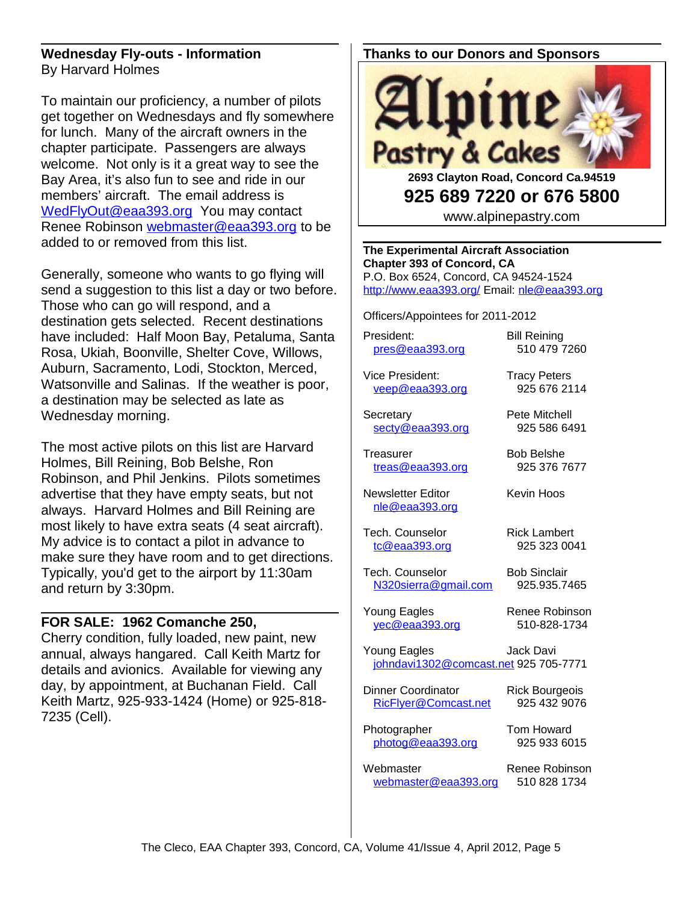## Wednesday Fly-outs - Information

By Harvard Holmes

To maintain our proficiency, a number of pilots get together on Wednesdays and fly somewhere for lunch. Many of the aircraft owners in the chapter participate. Passengers are always welcome. Not only is it a great way to see the Bay Area, it's also fun to see and ride in our members' aircraft. The email address is WedFlyOut@eaa393.org You may contact Renee Robinson webmaster@eaa393.org to be added to or removed from this list.

Generally, someone who wants to go flying will send a suggestion to this list a day or two before. Those who can go will respond, and a destination gets selected. Recent destinations have included: Half Moon Bay, Petaluma, Santa Rosa, Ukiah, Boonville, Shelter Cove, Willows, Auburn, Sacramento, Lodi, Stockton, Merced, Watsonville and Salinas. If the weather is poor, a destination may be selected as late as Wednesday morning.

The most active pilots on this list are Harvard Holmes, Bill Reining, Bob Belshe, Ron Robinson, and Phil Jenkins. Pilots sometimes advertise that they have empty seats, but not always. Harvard Holmes and Bill Reining are most likely to have extra seats (4 seat aircraft). My advice is to contact a pilot in advance to make sure they have room and to get directions. Typically, you'd get to the airport by 11:30am and return by 3:30pm.

## FOR SALE: 1962 Comanche 250,

Cherry condition, fully loaded, new paint, new annual, always hangared. Call Keith Martz for details and avionics. Available for viewing any day, by appointment, at Buchanan Field. Call Keith Martz, 925-933-1424 (Home) or 925-818-7235 (Cell).

## Thanks to our Donors and Sponsors

**Alpine Pastry & Cakes**

**2693 Clayton Road, Concord Ca.94519**

**925 689 7220 or 676 5800**

www.alpinepastry.com

**The Experimental Aircraft Association**
**Chapter 393 of Concord, CA**
P.O. Box 6524, Concord, CA 94524-1524
http://www.eaa393.org/ Email: nle@eaa393.org

Officers/Appointees for 2011-2012

| Position | Name |
|---|---|
| President: pres@eaa393.org | Bill Reining 510 479 7260 |
| Vice President: veep@eaa393.org | Tracy Peters 925 676 2114 |
| Secretary secty@eaa393.org | Pete Mitchell 925 586 6491 |
| Treasurer treas@eaa393.org | Bob Belshe 925 376 7677 |
| Newsletter Editor nle@eaa393.org | Kevin Hoos |
| Tech. Counselor tc@eaa393.org | Rick Lambert 925 323 0041 |
| Tech. Counselor N320sierra@gmail.com | Bob Sinclair 925.935.7465 |
| Young Eagles yec@eaa393.org | Renee Robinson 510-828-1734 |
| Young Eagles johndavi1302@comcast.net | Jack Davi 925 705-7771 |
| Dinner Coordinator RicFlyer@Comcast.net | Rick Bourgeois 925 432 9076 |
| Photographer photog@eaa393.org | Tom Howard 925 933 6015 |
| Webmaster webmaster@eaa393.org | Renee Robinson 510 828 1734 |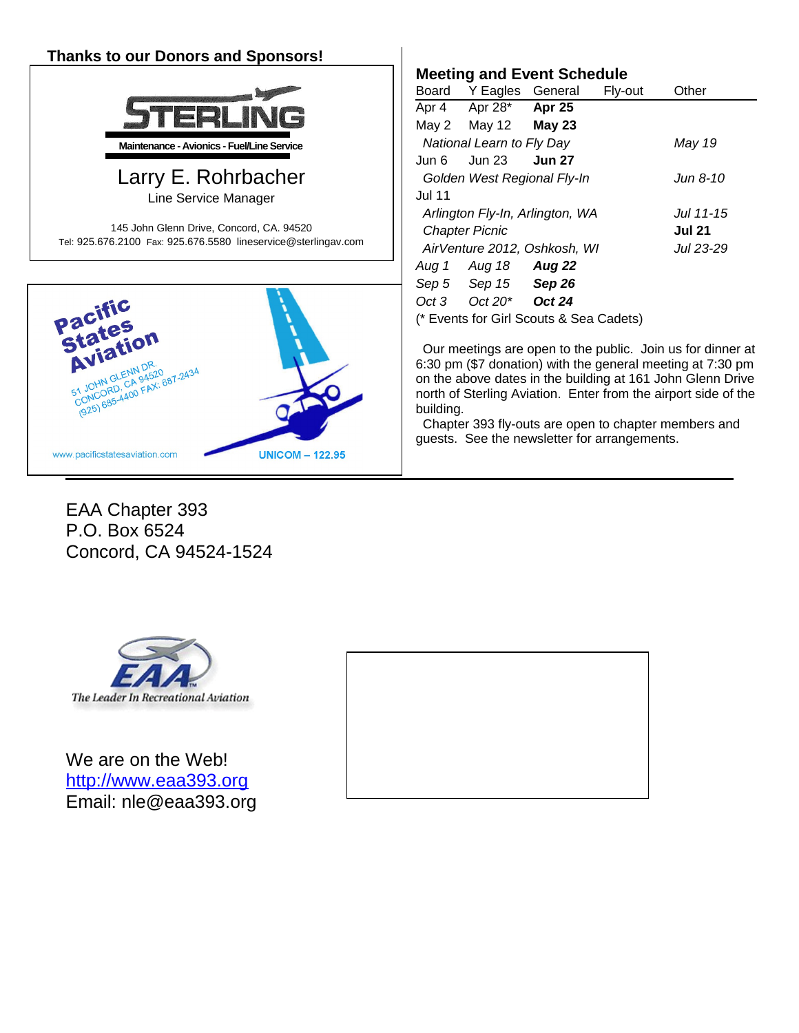**Thanks to our Donors and Sponsors!**

STERLING

Maintenance - Avionics - Fuel/Line Service

Larry E. Rohrbacher

Line Service Manager

145 John Glenn Drive, Concord, CA. 94520

Tel: 925.676.2100 Fax: 925.676.5580 lineservice@sterlingav.com

Pacific States Aviation

51 JOHN GLENN DR. CONCORD, CA 94520

(925) 685-4400 FAX: 687-2434

www.pacificstatesaviation.com

UNICOM – 122.95

## Meeting and Event Schedule

| Board | Y Eagles | General | Fly-out | Other |
|---|---|---|---|---|
| Apr 4 | Apr 28* | **Apr 25** | | |
| May 2 | May 12 | **May 23** | | |
| *National Learn to Fly Day* | | | | *May 19* |
| Jun 6 | Jun 23 | **Jun 27** | | |
| *Golden West Regional Fly-In* | | | | *Jun 8-10* |
| Jul 11 | | | | |
| *Arlington Fly-In, Arlington, WA* | | | | *Jul 11-15* |
| *Chapter Picnic* | | | | **Jul 21** |
| *AirVenture 2012, Oshkosh, WI* | | | | *Jul 23-29* |
| *Aug 1* | *Aug 18* | ***Aug 22*** | | |
| *Sep 5* | *Sep 15* | ***Sep 26*** | | |
| *Oct 3* | *Oct 20** | ***Oct 24*** | | |

(* Events for Girl Scouts & Sea Cadets)

Our meetings are open to the public. Join us for dinner at 6:30 pm ($7 donation) with the general meeting at 7:30 pm on the above dates in the building at 161 John Glenn Drive north of Sterling Aviation. Enter from the airport side of the building.

Chapter 393 fly-outs are open to chapter members and guests. See the newsletter for arrangements.

EAA Chapter 393
P.O. Box 6524
Concord, CA 94524-1524

EAA

The Leader In Recreational Aviation

We are on the Web!
http://www.eaa393.org
Email: nle@eaa393.org